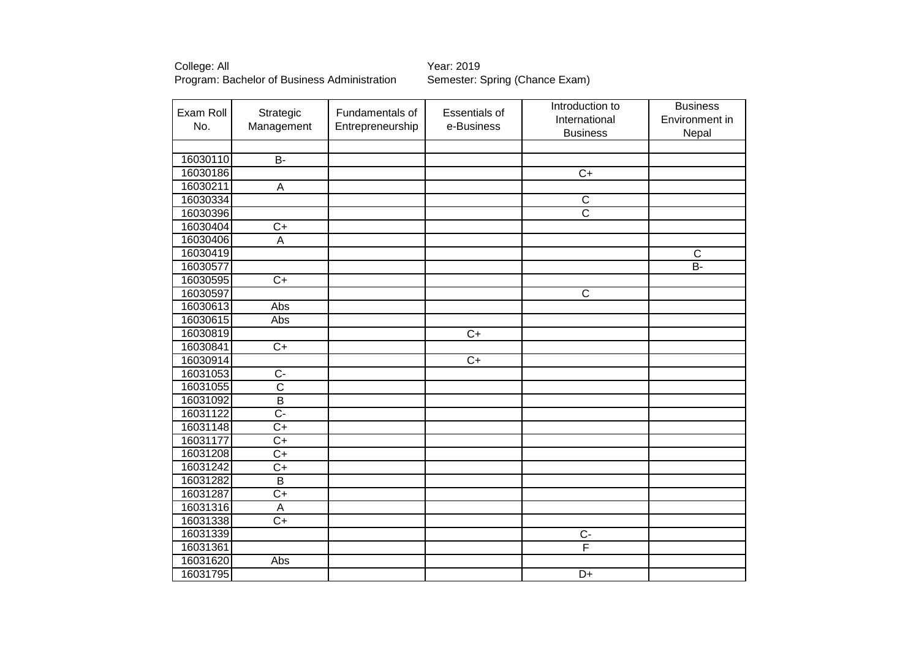College: All
Program: Bachelor of Business Administration

Year: 2019
Semester: Spring (Chance Exam)

| Exam Roll No. | Strategic Management | Fundamentals of Entrepreneurship | Essentials of e-Business | Introduction to International Business | Business Environment in Nepal |
|---|---|---|---|---|---|
| | | | | | |
| 16030110 | B- | | | | |
| 16030186 | | | | C+ | |
| 16030211 | A | | | | |
| 16030334 | | | | C | |
| 16030396 | | | | C | |
| 16030404 | C+ | | | | |
| 16030406 | A | | | | |
| 16030419 | | | | | C |
| 16030577 | | | | | B- |
| 16030595 | C+ | | | | |
| 16030597 | | | | C | |
| 16030613 | Abs | | | | |
| 16030615 | Abs | | | | |
| 16030819 | | | C+ | | |
| 16030841 | C+ | | | | |
| 16030914 | | | C+ | | |
| 16031053 | C- | | | | |
| 16031055 | C | | | | |
| 16031092 | B | | | | |
| 16031122 | C- | | | | |
| 16031148 | C+ | | | | |
| 16031177 | C+ | | | | |
| 16031208 | C+ | | | | |
| 16031242 | C+ | | | | |
| 16031282 | B | | | | |
| 16031287 | C+ | | | | |
| 16031316 | A | | | | |
| 16031338 | C+ | | | | |
| 16031339 | | | | C- | |
| 16031361 | | | | F | |
| 16031620 | Abs | | | | |
| 16031795 | | | | D+ | |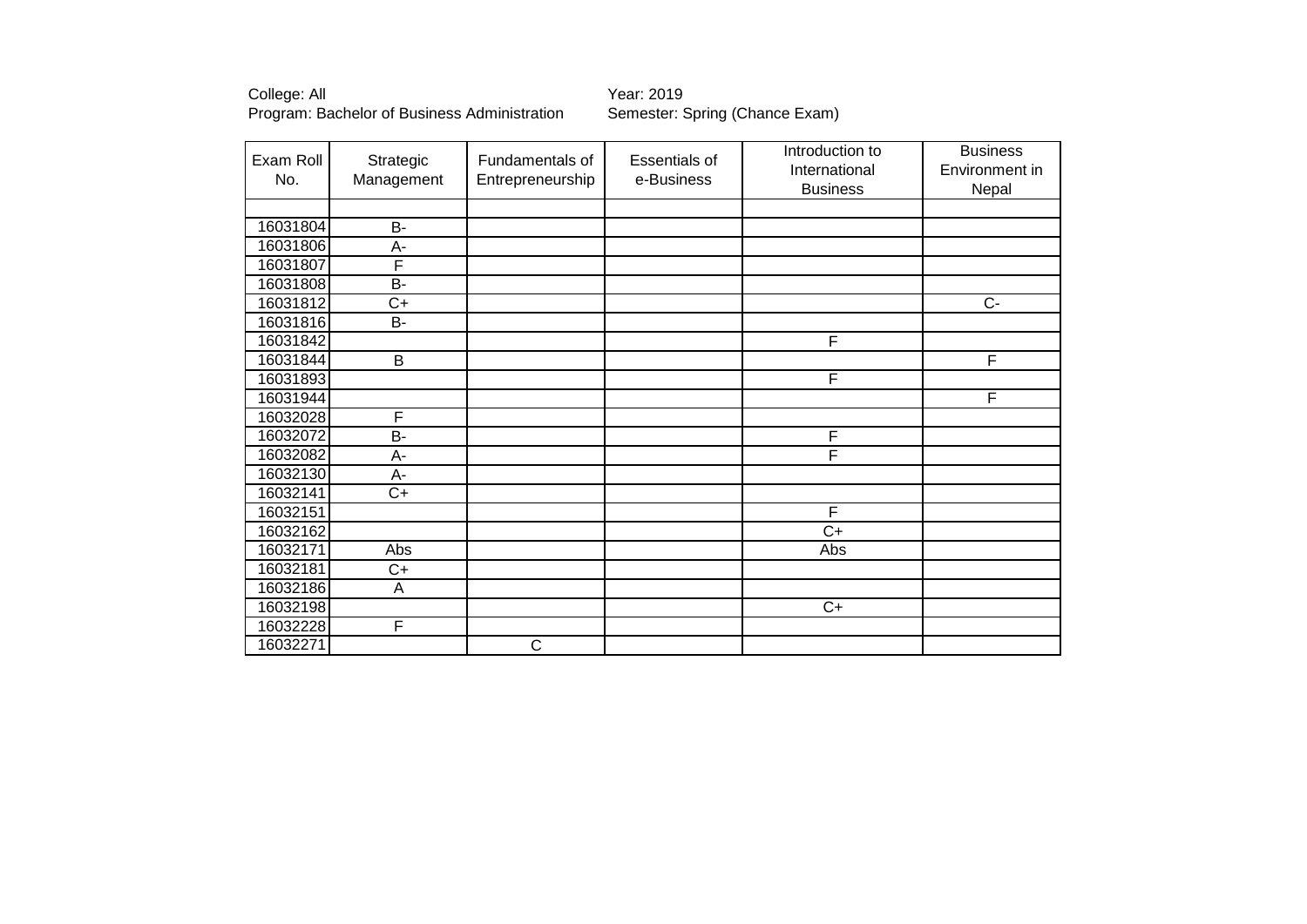College: All
Program: Bachelor of Business Administration

Year: 2019
Semester: Spring (Chance Exam)

| Exam Roll No. | Strategic Management | Fundamentals of Entrepreneurship | Essentials of e-Business | Introduction to International Business | Business Environment in Nepal |
|---|---|---|---|---|---|
| | | | | | |
| 16031804 | B- | | | | |
| 16031806 | A- | | | | |
| 16031807 | F | | | | |
| 16031808 | B- | | | | |
| 16031812 | C+ | | | | C- |
| 16031816 | B- | | | | |
| 16031842 | | | | F | |
| 16031844 | B | | | | F |
| 16031893 | | | | F | |
| 16031944 | | | | | F |
| 16032028 | F | | | | |
| 16032072 | B- | | | F | |
| 16032082 | A- | | | F | |
| 16032130 | A- | | | | |
| 16032141 | C+ | | | | |
| 16032151 | | | | F | |
| 16032162 | | | | C+ | |
| 16032171 | Abs | | | Abs | |
| 16032181 | C+ | | | | |
| 16032186 | A | | | | |
| 16032198 | | | | C+ | |
| 16032228 | F | | | | |
| 16032271 | | C | | | |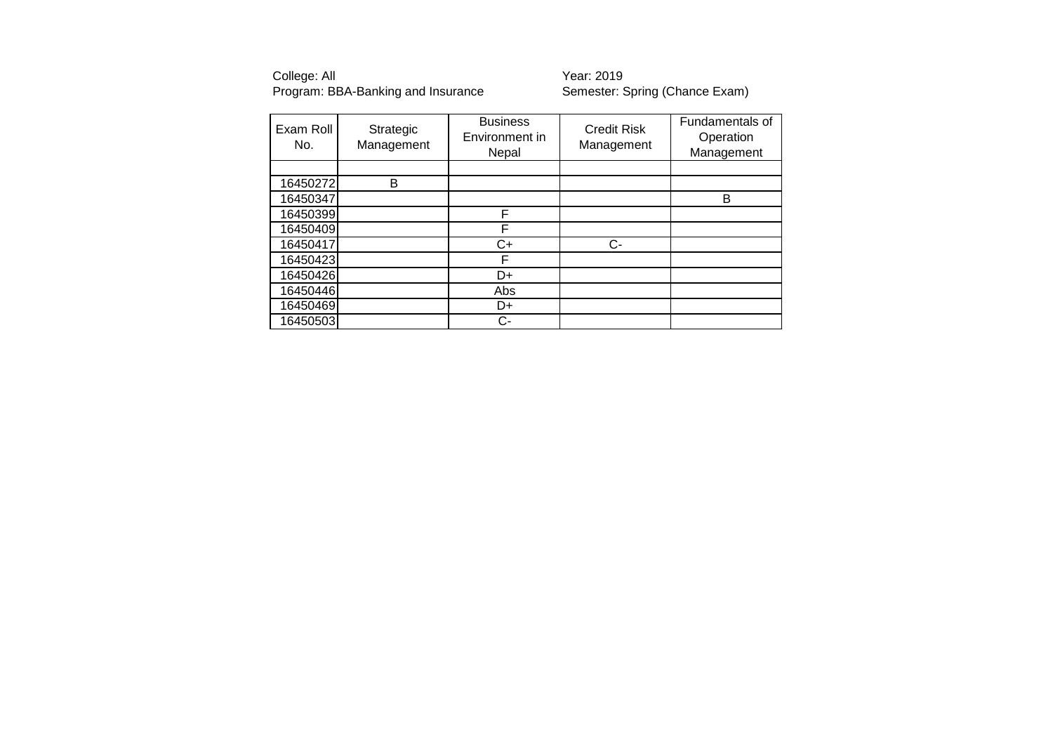College: All
Program: BBA-Banking and Insurance

Year: 2019
Semester: Spring (Chance Exam)

| Exam Roll No. | Strategic Management | Business Environment in Nepal | Credit Risk Management | Fundamentals of Operation Management |
|---|---|---|---|---|
| | | | | |
| 16450272 | B | | | |
| 16450347 | | | | B |
| 16450399 | | F | | |
| 16450409 | | F | | |
| 16450417 | | C+ | C- | |
| 16450423 | | F | | |
| 16450426 | | D+ | | |
| 16450446 | | Abs | | |
| 16450469 | | D+ | | |
| 16450503 | | C- | | |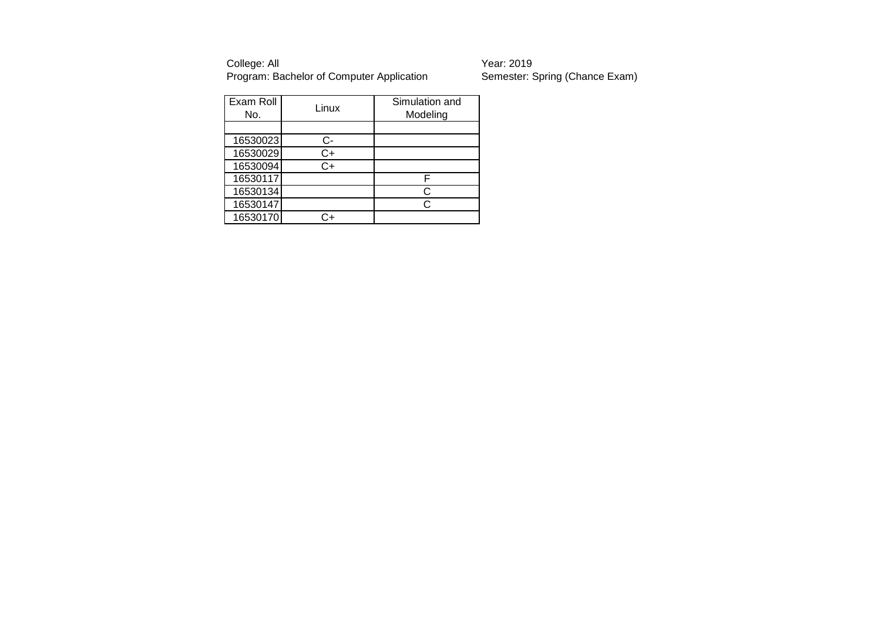College: All
Program: Bachelor of Computer Application

Year: 2019
Semester: Spring (Chance Exam)

| Exam Roll No. | Linux | Simulation and Modeling |
|---|---|---|
| | | |
| 16530023 | C- | |
| 16530029 | C+ | |
| 16530094 | C+ | |
| 16530117 | | F |
| 16530134 | | C |
| 16530147 | | C |
| 16530170 | C+ | |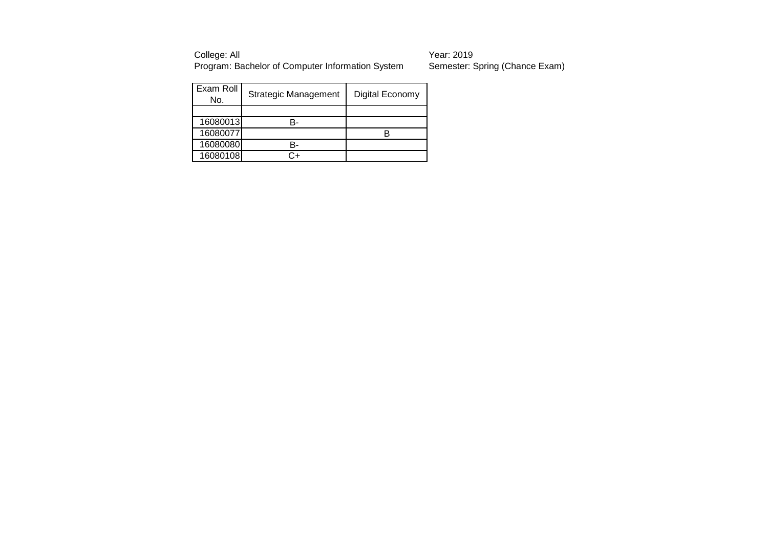College: All
Program: Bachelor of Computer Information System

Year: 2019
Semester: Spring (Chance Exam)

| Exam Roll No. | Strategic Management | Digital Economy |
|---|---|---|
| | | |
| 16080013 | B- | |
| 16080077 | | B |
| 16080080 | B- | |
| 16080108 | C+ | |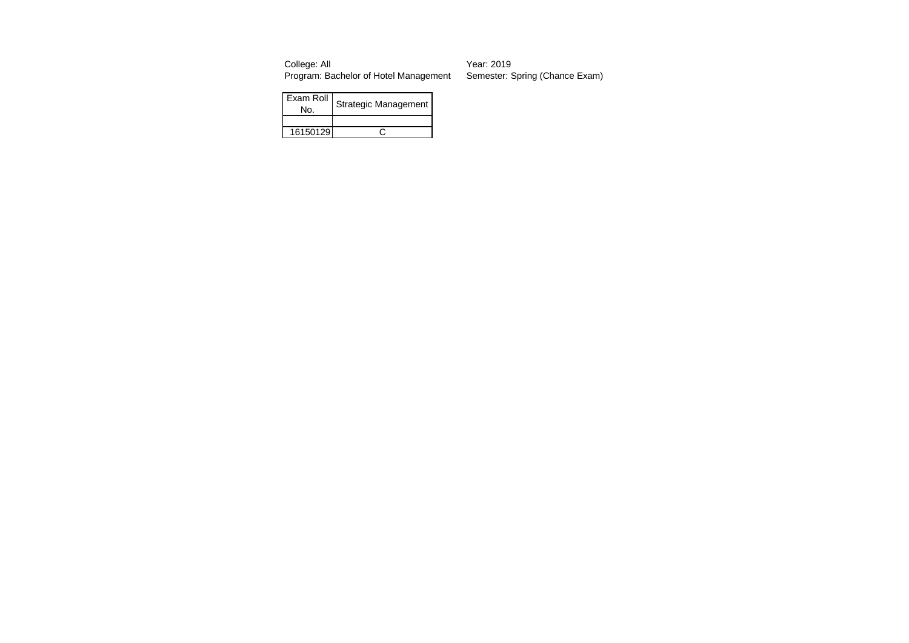College: All
Program: Bachelor of Hotel Management

Year: 2019
Semester: Spring (Chance Exam)

| Exam Roll No. | Strategic Management |
|---|---|
| | |
| 16150129 | C |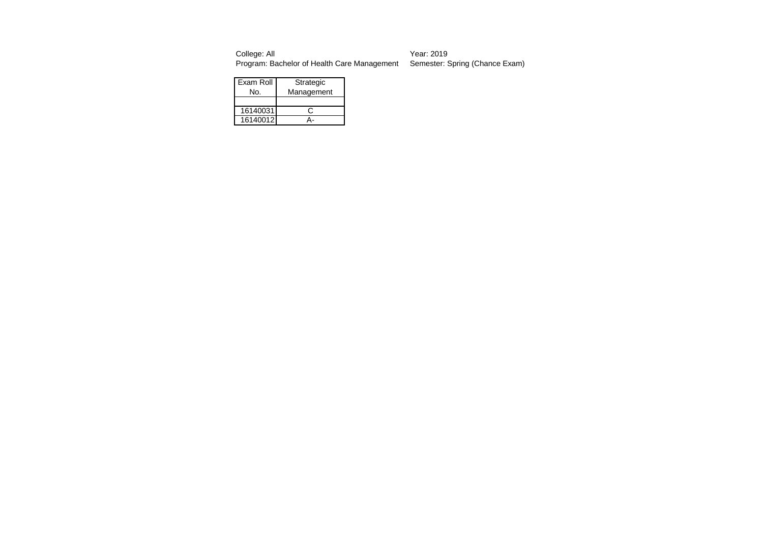College: All
Program: Bachelor of Health Care Management

Year: 2019
Semester: Spring (Chance Exam)

| Exam Roll No. | Strategic Management |
|---|---|
| | |
| 16140031 | C |
| 16140012 | A- |